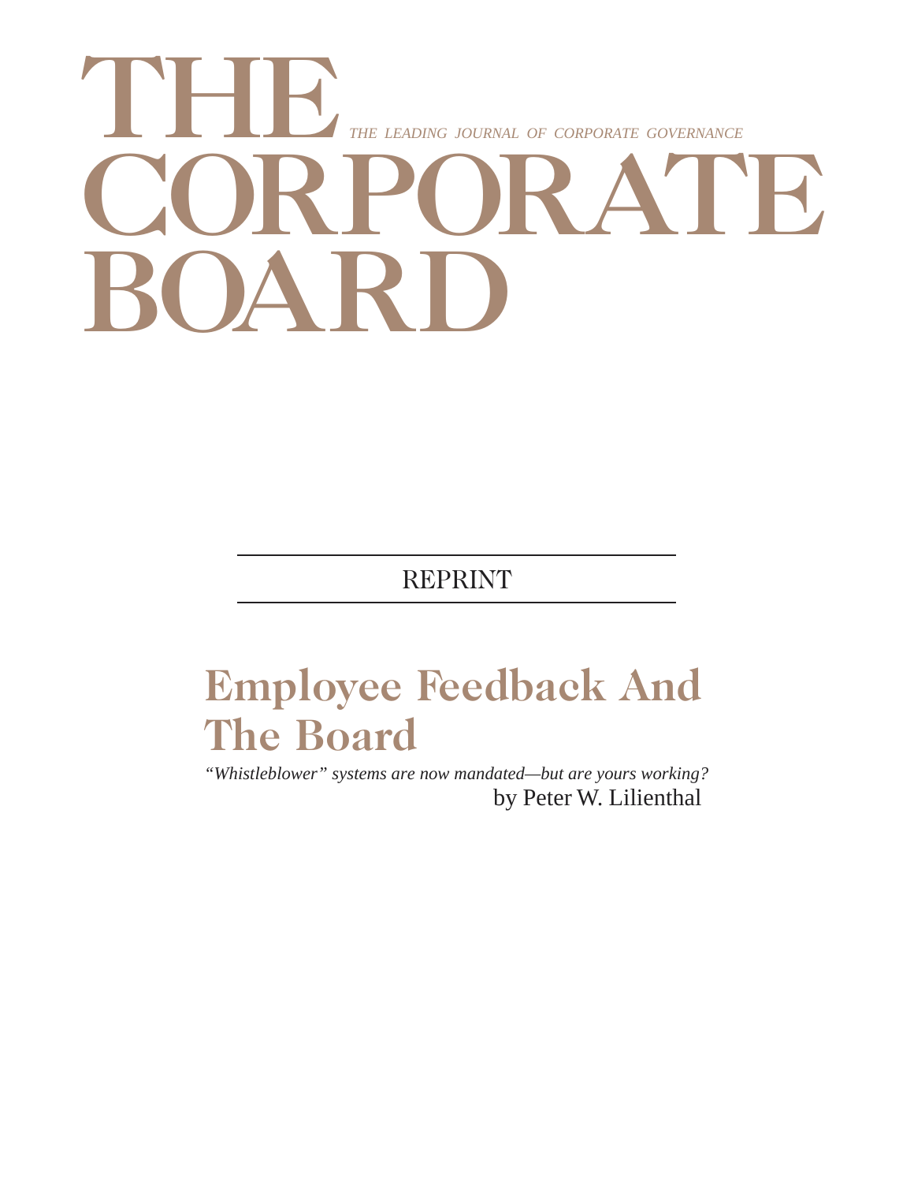# THE CORPORATE BOARD

*THE LEADING JOURNAL OF CORPORATE GOVERNANCE*

REPRINT

## Employee Feedback And The Board

*"Whistleblower" systems are now mandated—but are yours working?*

by Peter W. Lilienthal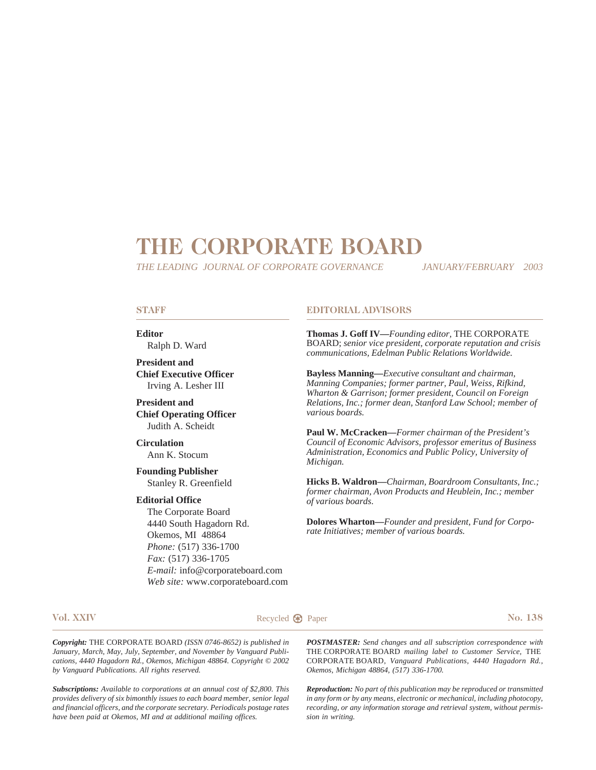# THE CORPORATE BOARD

*THE LEADING JOURNAL OF CORPORATE GOVERNANCE* *JANUARY/FEBRUARY 2003*

## STAFF

**Editor**
Ralph D. Ward

**President and Chief Executive Officer**
Irving A. Lesher III

**President and Chief Operating Officer**
Judith A. Scheidt

**Circulation**
Ann K. Stocum

**Founding Publisher**
Stanley R. Greenfield

**Editorial Office**
The Corporate Board
4440 South Hagadorn Rd.
Okemos, MI 48864
*Phone:* (517) 336-1700
*Fax:* (517) 336-1705
*E-mail:* info@corporateboard.com
*Web site:* www.corporateboard.com

## EDITORIAL ADVISORS

**Thomas J. Goff IV—***Founding editor,* THE CORPORATE BOARD; *senior vice president, corporate reputation and crisis communications, Edelman Public Relations Worldwide.*

**Bayless Manning—***Executive consultant and chairman, Manning Companies; former partner, Paul, Weiss, Rifkind, Wharton & Garrison; former president, Council on Foreign Relations, Inc.; former dean, Stanford Law School; member of various boards.*

**Paul W. McCracken—***Former chairman of the President's Council of Economic Advisors, professor emeritus of Business Administration, Economics and Public Policy, University of Michigan.*

**Hicks B. Waldron—***Chairman, Boardroom Consultants, Inc.; former chairman, Avon Products and Heublein, Inc.; member of various boards.*

**Dolores Wharton—***Founder and president, Fund for Corporate Initiatives; member of various boards.*

**Vol. XXIV** Recycled Paper **No. 138**

***Copyright:*** THE CORPORATE BOARD *(ISSN 0746-8652) is published in January, March, May, July, September, and November by Vanguard Publications, 4440 Hagadorn Rd., Okemos, Michigan 48864. Copyright © 2002 by Vanguard Publications. All rights reserved.*

***Subscriptions:*** *Available to corporations at an annual cost of $2,800. This provides delivery of six bimonthly issues to each board member, senior legal and financial officers, and the corporate secretary. Periodicals postage rates have been paid at Okemos, MI and at additional mailing offices.*

***POSTMASTER:*** *Send changes and all subscription correspondence with* THE CORPORATE BOARD *mailing label to Customer Service,* THE CORPORATE BOARD, *Vanguard Publications, 4440 Hagadorn Rd., Okemos, Michigan 48864, (517) 336-1700.*

***Reproduction:*** *No part of this publication may be reproduced or transmitted in any form or by any means, electronic or mechanical, including photocopy, recording, or any information storage and retrieval system, without permission in writing.*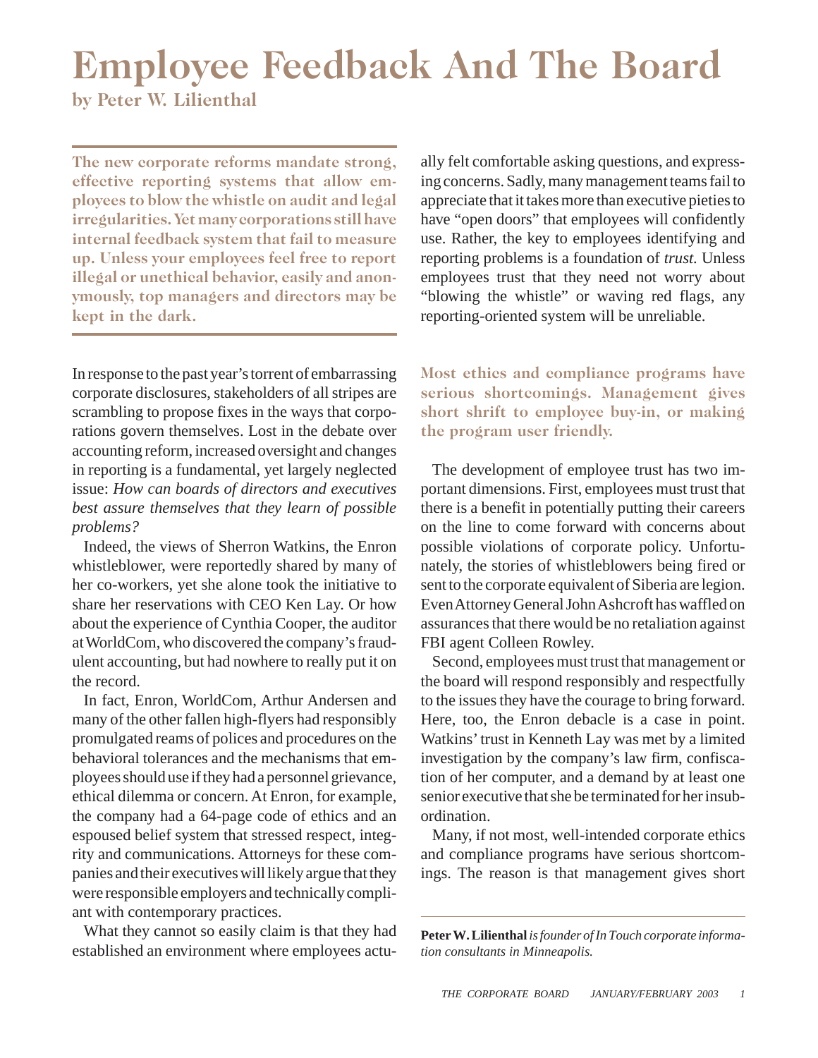# Employee Feedback And The Board

**by Peter W. Lilienthal**

**The new corporate reforms mandate strong, effective reporting systems that allow employees to blow the whistle on audit and legal irregularities. Yet many corporations still have internal feedback system that fail to measure up. Unless your employees feel free to report illegal or unethical behavior, easily and anonymously, top managers and directors may be kept in the dark.**

In response to the past year's torrent of embarrassing corporate disclosures, stakeholders of all stripes are scrambling to propose fixes in the ways that corporations govern themselves. Lost in the debate over accounting reform, increased oversight and changes in reporting is a fundamental, yet largely neglected issue: *How can boards of directors and executives best assure themselves that they learn of possible problems?*

Indeed, the views of Sherron Watkins, the Enron whistleblower, were reportedly shared by many of her co-workers, yet she alone took the initiative to share her reservations with CEO Ken Lay. Or how about the experience of Cynthia Cooper, the auditor at WorldCom, who discovered the company's fraudulent accounting, but had nowhere to really put it on the record.

In fact, Enron, WorldCom, Arthur Andersen and many of the other fallen high-flyers had responsibly promulgated reams of polices and procedures on the behavioral tolerances and the mechanisms that employees should use if they had a personnel grievance, ethical dilemma or concern. At Enron, for example, the company had a 64-page code of ethics and an espoused belief system that stressed respect, integrity and communications. Attorneys for these companies and their executives will likely argue that they were responsible employers and technically compliant with contemporary practices.

What they cannot so easily claim is that they had established an environment where employees actually felt comfortable asking questions, and expressing concerns. Sadly, many management teams fail to appreciate that it takes more than executive pieties to have "open doors" that employees will confidently use. Rather, the key to employees identifying and reporting problems is a foundation of *trust*. Unless employees trust that they need not worry about "blowing the whistle" or waving red flags, any reporting-oriented system will be unreliable.

**Most ethics and compliance programs have serious shortcomings. Management gives short shrift to employee buy-in, or making the program user friendly.**

The development of employee trust has two important dimensions. First, employees must trust that there is a benefit in potentially putting their careers on the line to come forward with concerns about possible violations of corporate policy. Unfortunately, the stories of whistleblowers being fired or sent to the corporate equivalent of Siberia are legion. Even Attorney General John Ashcroft has waffled on assurances that there would be no retaliation against FBI agent Colleen Rowley.

Second, employees must trust that management or the board will respond responsibly and respectfully to the issues they have the courage to bring forward. Here, too, the Enron debacle is a case in point. Watkins' trust in Kenneth Lay was met by a limited investigation by the company's law firm, confiscation of her computer, and a demand by at least one senior executive that she be terminated for her insubordination.

Many, if not most, well-intended corporate ethics and compliance programs have serious shortcomings. The reason is that management gives short

---

**Peter W. Lilienthal** *is founder of In Touch corporate information consultants in Minneapolis.*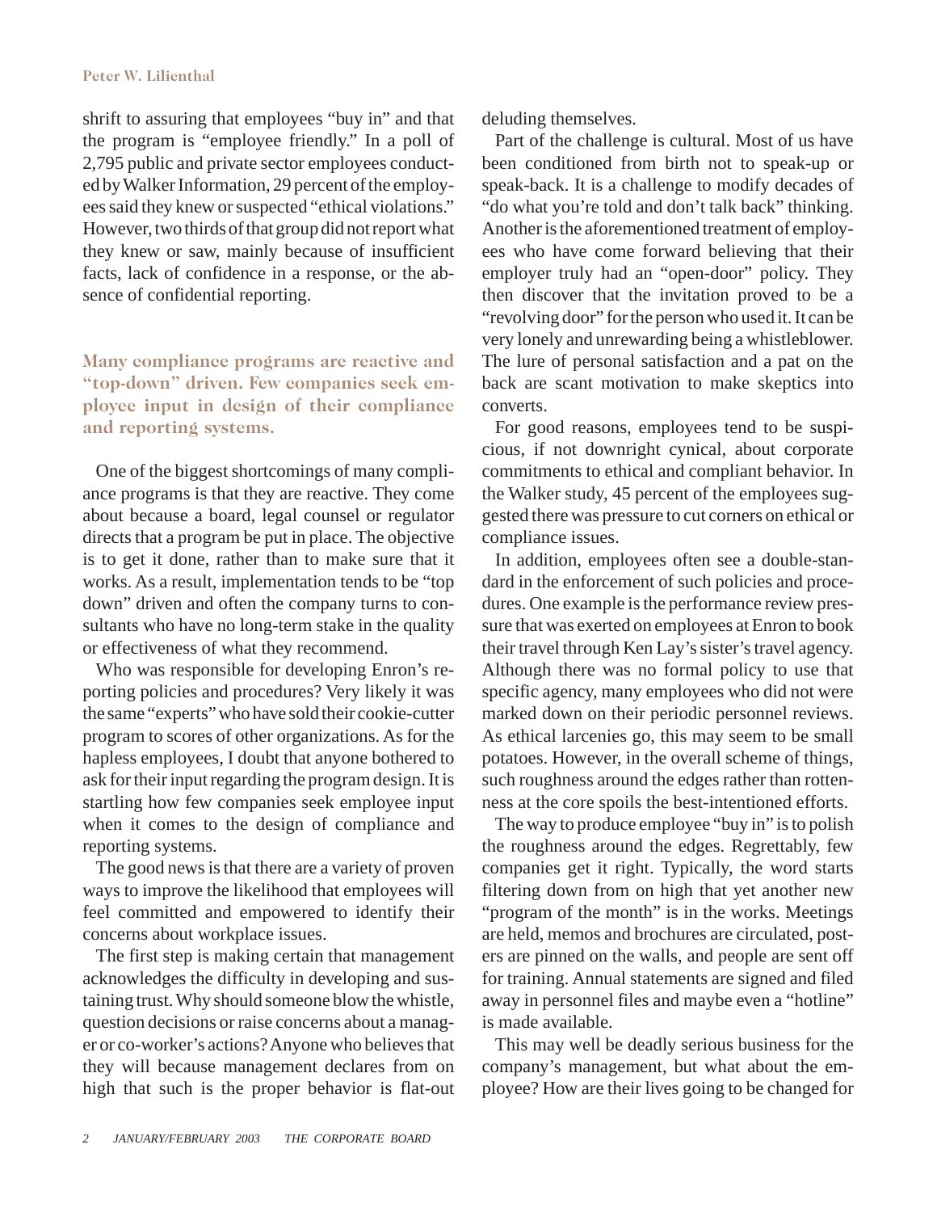shrift to assuring that employees "buy in" and that the program is "employee friendly." In a poll of 2,795 public and private sector employees conducted by Walker Information, 29 percent of the employees said they knew or suspected "ethical violations." However, two thirds of that group did not report what they knew or saw, mainly because of insufficient facts, lack of confidence in a response, or the absence of confidential reporting.

**Many compliance programs are reactive and "top-down" driven. Few companies seek employee input in design of their compliance and reporting systems.**

One of the biggest shortcomings of many compliance programs is that they are reactive. They come about because a board, legal counsel or regulator directs that a program be put in place. The objective is to get it done, rather than to make sure that it works. As a result, implementation tends to be "top down" driven and often the company turns to consultants who have no long-term stake in the quality or effectiveness of what they recommend.

Who was responsible for developing Enron's reporting policies and procedures? Very likely it was the same "experts" who have sold their cookie-cutter program to scores of other organizations. As for the hapless employees, I doubt that anyone bothered to ask for their input regarding the program design. It is startling how few companies seek employee input when it comes to the design of compliance and reporting systems.

The good news is that there are a variety of proven ways to improve the likelihood that employees will feel committed and empowered to identify their concerns about workplace issues.

The first step is making certain that management acknowledges the difficulty in developing and sustaining trust. Why should someone blow the whistle, question decisions or raise concerns about a manager or co-worker's actions? Anyone who believes that they will because management declares from on high that such is the proper behavior is flat-out deluding themselves.

Part of the challenge is cultural. Most of us have been conditioned from birth not to speak-up or speak-back. It is a challenge to modify decades of "do what you're told and don't talk back" thinking. Another is the aforementioned treatment of employees who have come forward believing that their employer truly had an "open-door" policy. They then discover that the invitation proved to be a "revolving door" for the person who used it. It can be very lonely and unrewarding being a whistleblower. The lure of personal satisfaction and a pat on the back are scant motivation to make skeptics into converts.

For good reasons, employees tend to be suspicious, if not downright cynical, about corporate commitments to ethical and compliant behavior. In the Walker study, 45 percent of the employees suggested there was pressure to cut corners on ethical or compliance issues.

In addition, employees often see a double-standard in the enforcement of such policies and procedures. One example is the performance review pressure that was exerted on employees at Enron to book their travel through Ken Lay's sister's travel agency. Although there was no formal policy to use that specific agency, many employees who did not were marked down on their periodic personnel reviews. As ethical larcenies go, this may seem to be small potatoes. However, in the overall scheme of things, such roughness around the edges rather than rottenness at the core spoils the best-intentioned efforts.

The way to produce employee "buy in" is to polish the roughness around the edges. Regrettably, few companies get it right. Typically, the word starts filtering down from on high that yet another new "program of the month" is in the works. Meetings are held, memos and brochures are circulated, posters are pinned on the walls, and people are sent off for training. Annual statements are signed and filed away in personnel files and maybe even a "hotline" is made available.

This may well be deadly serious business for the company's management, but what about the employee? How are their lives going to be changed for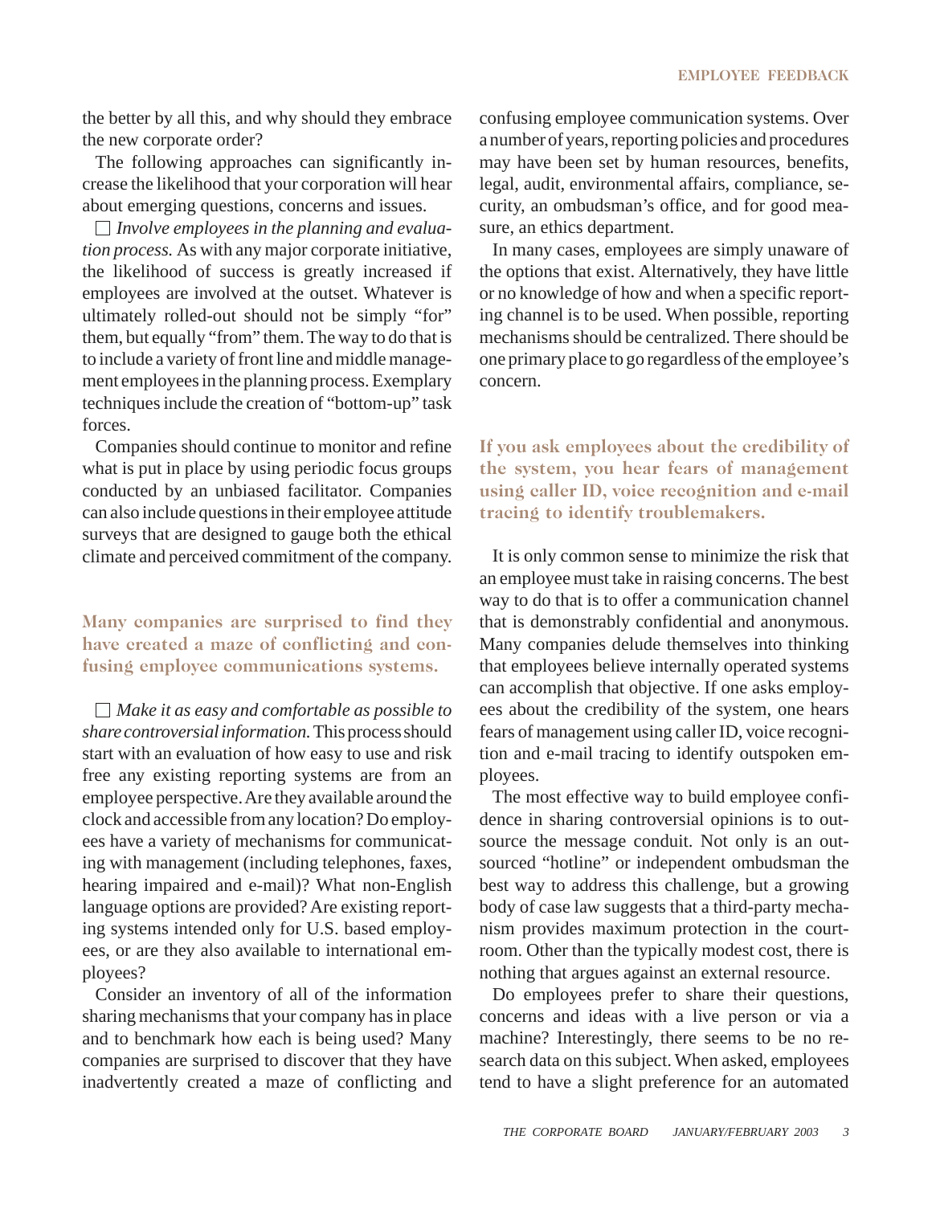the better by all this, and why should they embrace the new corporate order?

The following approaches can significantly increase the likelihood that your corporation will hear about emerging questions, concerns and issues.

☐ *Involve employees in the planning and evaluation process.* As with any major corporate initiative, the likelihood of success is greatly increased if employees are involved at the outset. Whatever is ultimately rolled-out should not be simply "for" them, but equally "from" them. The way to do that is to include a variety of front line and middle management employees in the planning process. Exemplary techniques include the creation of "bottom-up" task forces.

Companies should continue to monitor and refine what is put in place by using periodic focus groups conducted by an unbiased facilitator. Companies can also include questions in their employee attitude surveys that are designed to gauge both the ethical climate and perceived commitment of the company.

**Many companies are surprised to find they have created a maze of conflicting and confusing employee communications systems.**

☐ *Make it as easy and comfortable as possible to share controversial information.* This process should start with an evaluation of how easy to use and risk free any existing reporting systems are from an employee perspective. Are they available around the clock and accessible from any location? Do employees have a variety of mechanisms for communicating with management (including telephones, faxes, hearing impaired and e-mail)? What non-English language options are provided? Are existing reporting systems intended only for U.S. based employees, or are they also available to international employees?

Consider an inventory of all of the information sharing mechanisms that your company has in place and to benchmark how each is being used? Many companies are surprised to discover that they have inadvertently created a maze of conflicting and confusing employee communication systems. Over a number of years, reporting policies and procedures may have been set by human resources, benefits, legal, audit, environmental affairs, compliance, security, an ombudsman's office, and for good measure, an ethics department.

In many cases, employees are simply unaware of the options that exist. Alternatively, they have little or no knowledge of how and when a specific reporting channel is to be used. When possible, reporting mechanisms should be centralized. There should be one primary place to go regardless of the employee's concern.

**If you ask employees about the credibility of the system, you hear fears of management using caller ID, voice recognition and e-mail tracing to identify troublemakers.**

It is only common sense to minimize the risk that an employee must take in raising concerns. The best way to do that is to offer a communication channel that is demonstrably confidential and anonymous. Many companies delude themselves into thinking that employees believe internally operated systems can accomplish that objective. If one asks employees about the credibility of the system, one hears fears of management using caller ID, voice recognition and e-mail tracing to identify outspoken employees.

The most effective way to build employee confidence in sharing controversial opinions is to outsource the message conduit. Not only is an outsourced "hotline" or independent ombudsman the best way to address this challenge, but a growing body of case law suggests that a third-party mechanism provides maximum protection in the courtroom. Other than the typically modest cost, there is nothing that argues against an external resource.

Do employees prefer to share their questions, concerns and ideas with a live person or via a machine? Interestingly, there seems to be no research data on this subject. When asked, employees tend to have a slight preference for an automated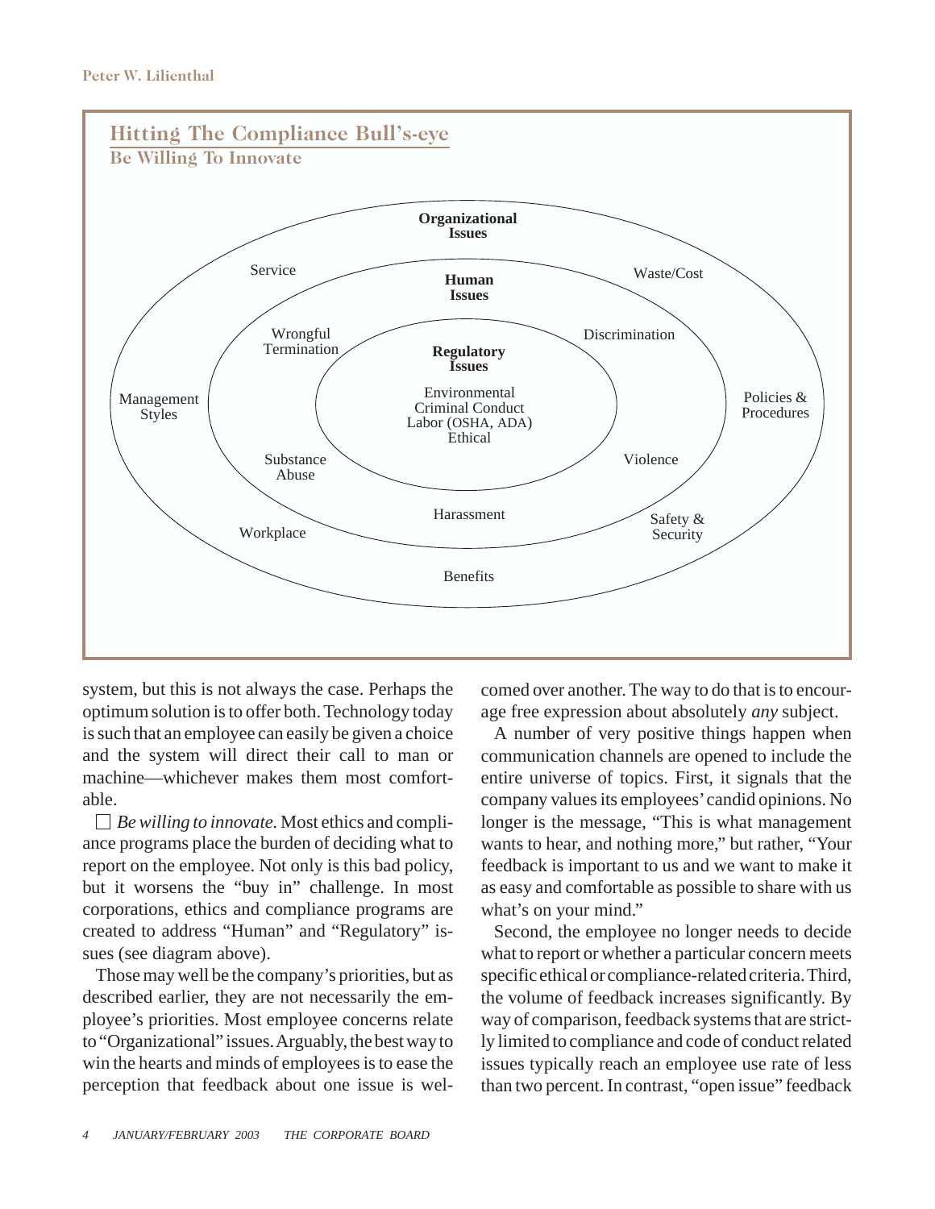## Hitting The Compliance Bull's-eye

### Be Willing To Innovate

**Organizational Issues**

Service — Waste/Cost — Management Styles — Policies & Procedures — Workplace — Safety & Security — Benefits

**Human Issues**

Wrongful Termination — Discrimination — Substance Abuse — Violence — Harassment

**Regulatory Issues**

Environmental
Criminal Conduct
Labor (OSHA, ADA)
Ethical

system, but this is not always the case. Perhaps the optimum solution is to offer both. Technology today is such that an employee can easily be given a choice and the system will direct their call to man or machine—whichever makes them most comfortable.

☐ *Be willing to innovate.* Most ethics and compliance programs place the burden of deciding what to report on the employee. Not only is this bad policy, but it worsens the "buy in" challenge. In most corporations, ethics and compliance programs are created to address "Human" and "Regulatory" issues (see diagram above).

Those may well be the company's priorities, but as described earlier, they are not necessarily the employee's priorities. Most employee concerns relate to "Organizational" issues. Arguably, the best way to win the hearts and minds of employees is to ease the perception that feedback about one issue is welcomed over another. The way to do that is to encourage free expression about absolutely *any* subject.

A number of very positive things happen when communication channels are opened to include the entire universe of topics. First, it signals that the company values its employees' candid opinions. No longer is the message, "This is what management wants to hear, and nothing more," but rather, "Your feedback is important to us and we want to make it as easy and comfortable as possible to share with us what's on your mind."

Second, the employee no longer needs to decide what to report or whether a particular concern meets specific ethical or compliance-related criteria. Third, the volume of feedback increases significantly. By way of comparison, feedback systems that are strictly limited to compliance and code of conduct related issues typically reach an employee use rate of less than two percent. In contrast, "open issue" feedback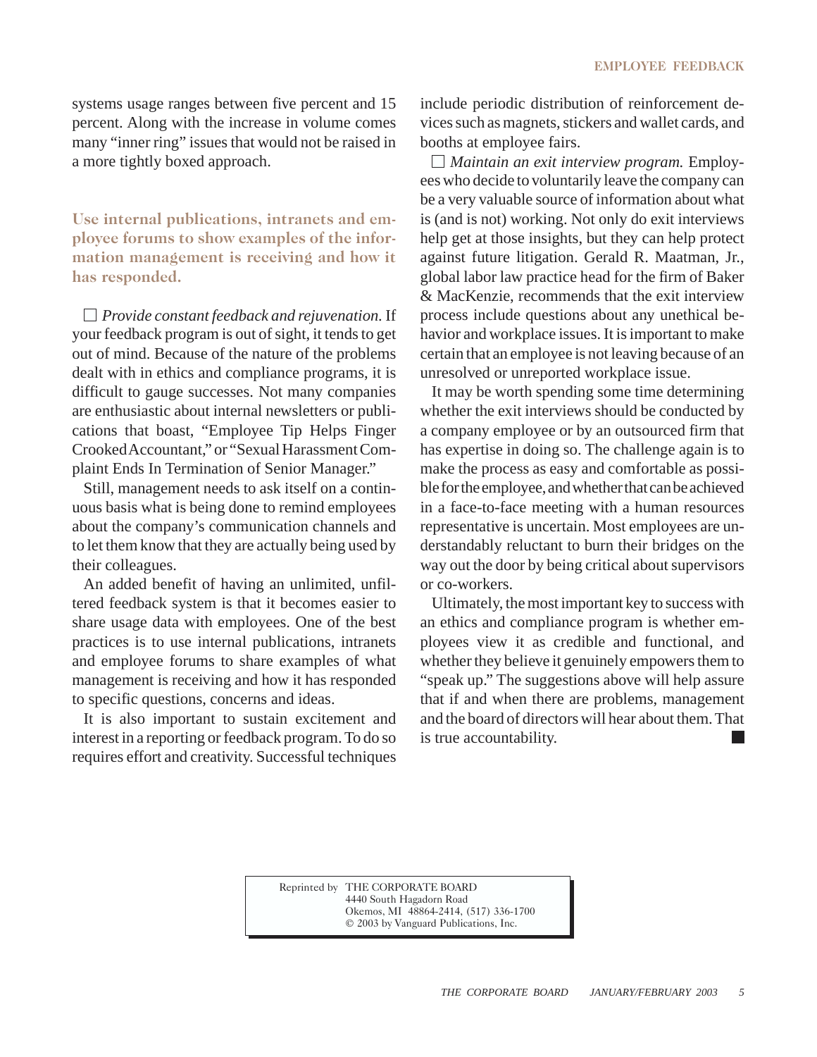systems usage ranges between five percent and 15 percent. Along with the increase in volume comes many "inner ring" issues that would not be raised in a more tightly boxed approach.

> **Use internal publications, intranets and employee forums to show examples of the information management is receiving and how it has responded.**

☐ *Provide constant feedback and rejuvenation.* If your feedback program is out of sight, it tends to get out of mind. Because of the nature of the problems dealt with in ethics and compliance programs, it is difficult to gauge successes. Not many companies are enthusiastic about internal newsletters or publications that boast, "Employee Tip Helps Finger Crooked Accountant," or "Sexual Harassment Complaint Ends In Termination of Senior Manager."

Still, management needs to ask itself on a continuous basis what is being done to remind employees about the company's communication channels and to let them know that they are actually being used by their colleagues.

An added benefit of having an unlimited, unfiltered feedback system is that it becomes easier to share usage data with employees. One of the best practices is to use internal publications, intranets and employee forums to share examples of what management is receiving and how it has responded to specific questions, concerns and ideas.

It is also important to sustain excitement and interest in a reporting or feedback program. To do so requires effort and creativity. Successful techniques include periodic distribution of reinforcement devices such as magnets, stickers and wallet cards, and booths at employee fairs.

☐ *Maintain an exit interview program.* Employees who decide to voluntarily leave the company can be a very valuable source of information about what is (and is not) working. Not only do exit interviews help get at those insights, but they can help protect against future litigation. Gerald R. Maatman, Jr., global labor law practice head for the firm of Baker & MacKenzie, recommends that the exit interview process include questions about any unethical behavior and workplace issues. It is important to make certain that an employee is not leaving because of an unresolved or unreported workplace issue.

It may be worth spending some time determining whether the exit interviews should be conducted by a company employee or by an outsourced firm that has expertise in doing so. The challenge again is to make the process as easy and comfortable as possible for the employee, and whether that can be achieved in a face-to-face meeting with a human resources representative is uncertain. Most employees are understandably reluctant to burn their bridges on the way out the door by being critical about supervisors or co-workers.

Ultimately, the most important key to success with an ethics and compliance program is whether employees view it as credible and functional, and whether they believe it genuinely empowers them to "speak up." The suggestions above will help assure that if and when there are problems, management and the board of directors will hear about them. That is true accountability. ■

Reprinted by THE CORPORATE BOARD
4440 South Hagadorn Road
Okemos, MI 48864-2414, (517) 336-1700
© 2003 by Vanguard Publications, Inc.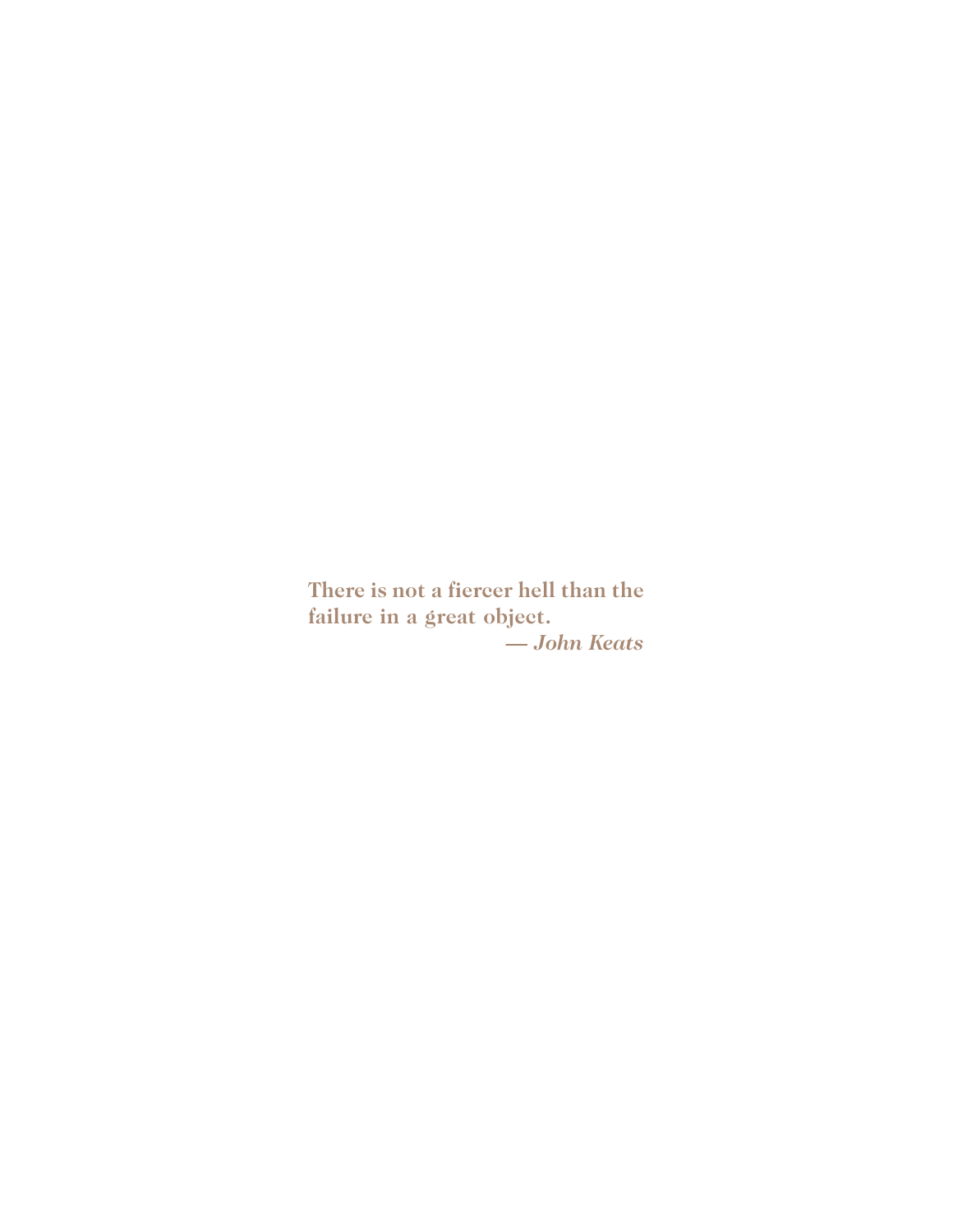**There is not a fiercer hell than the failure in a great object.**

***— John Keats***